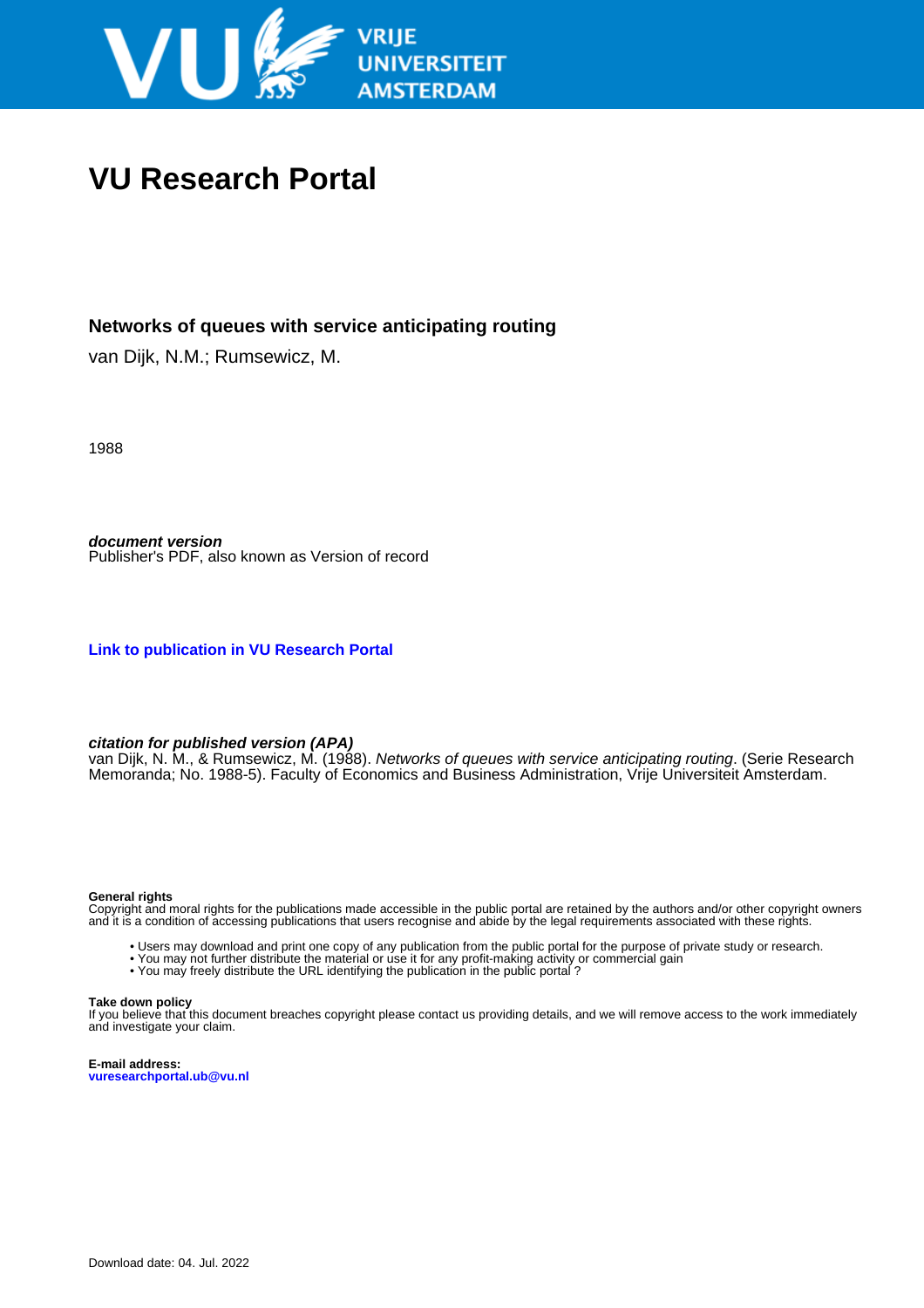# VU Research Portal

## Networks of queues with service anticipating routing

van Dijk, N.M.; Rumsewicz, M.

1988

***document version***
Publisher's PDF, also known as Version of record

**Link to publication in VU Research Portal**

***citation for published version (APA)***
van Dijk, N. M., & Rumsewicz, M. (1988). *Networks of queues with service anticipating routing*. (Serie Research Memoranda; No. 1988-5). Faculty of Economics and Business Administration, Vrije Universiteit Amsterdam.

**General rights**
Copyright and moral rights for the publications made accessible in the public portal are retained by the authors and/or other copyright owners and it is a condition of accessing publications that users recognise and abide by the legal requirements associated with these rights.

- Users may download and print one copy of any publication from the public portal for the purpose of private study or research.
- You may not further distribute the material or use it for any profit-making activity or commercial gain
- You may freely distribute the URL identifying the publication in the public portal ?

**Take down policy**
If you believe that this document breaches copyright please contact us providing details, and we will remove access to the work immediately and investigate your claim.

**E-mail address:**
**vuresearchportal.ub@vu.nl**

Download date: 04. Jul. 2022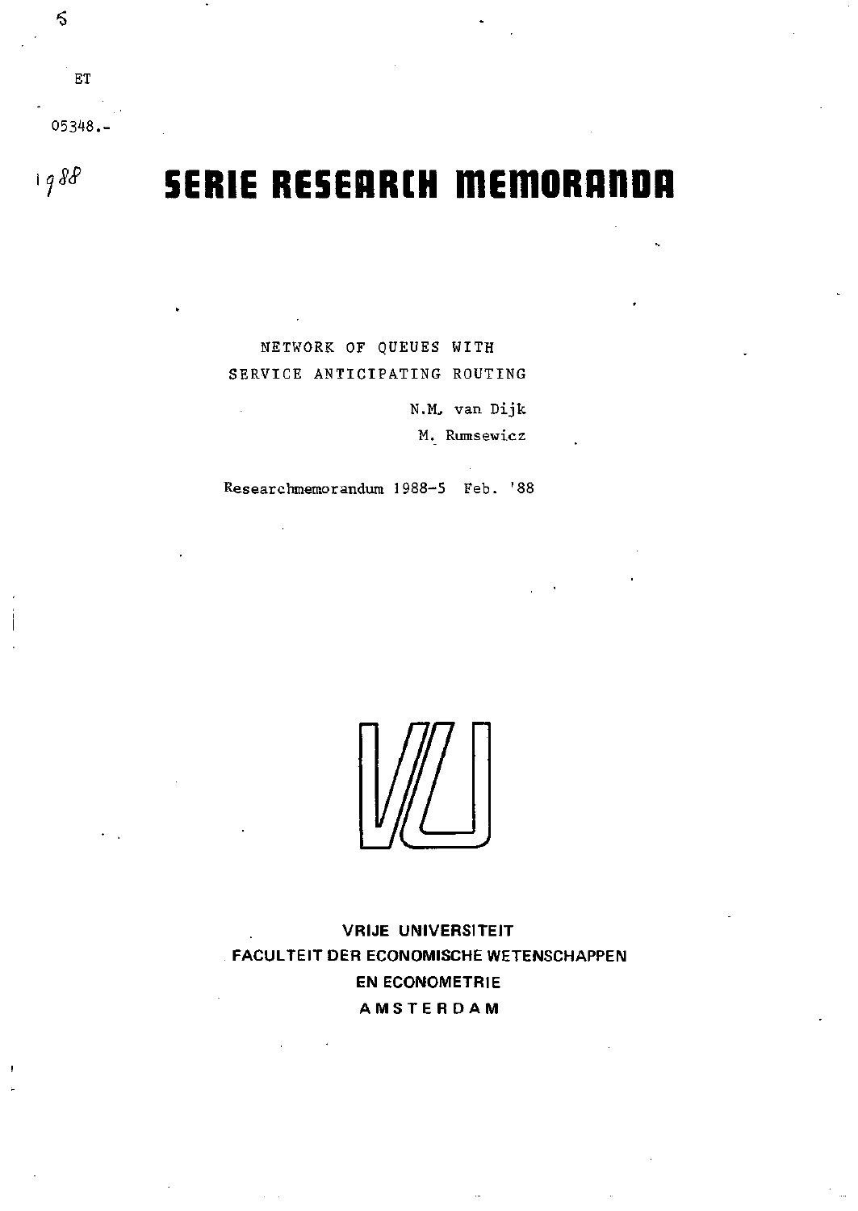5

ET

05348.-

1988

# SERIE RESEARCH MEMORANDA

NETWORK OF QUEUES WITH
SERVICE ANTICIPATING ROUTING

N.M. van Dijk
M. Rumsewicz

Researchmemorandum 1988-5 Feb. '88

VRIJE UNIVERSITEIT
FACULTEIT DER ECONOMISCHE WETENSCHAPPEN
EN ECONOMETRIE
AMSTERDAM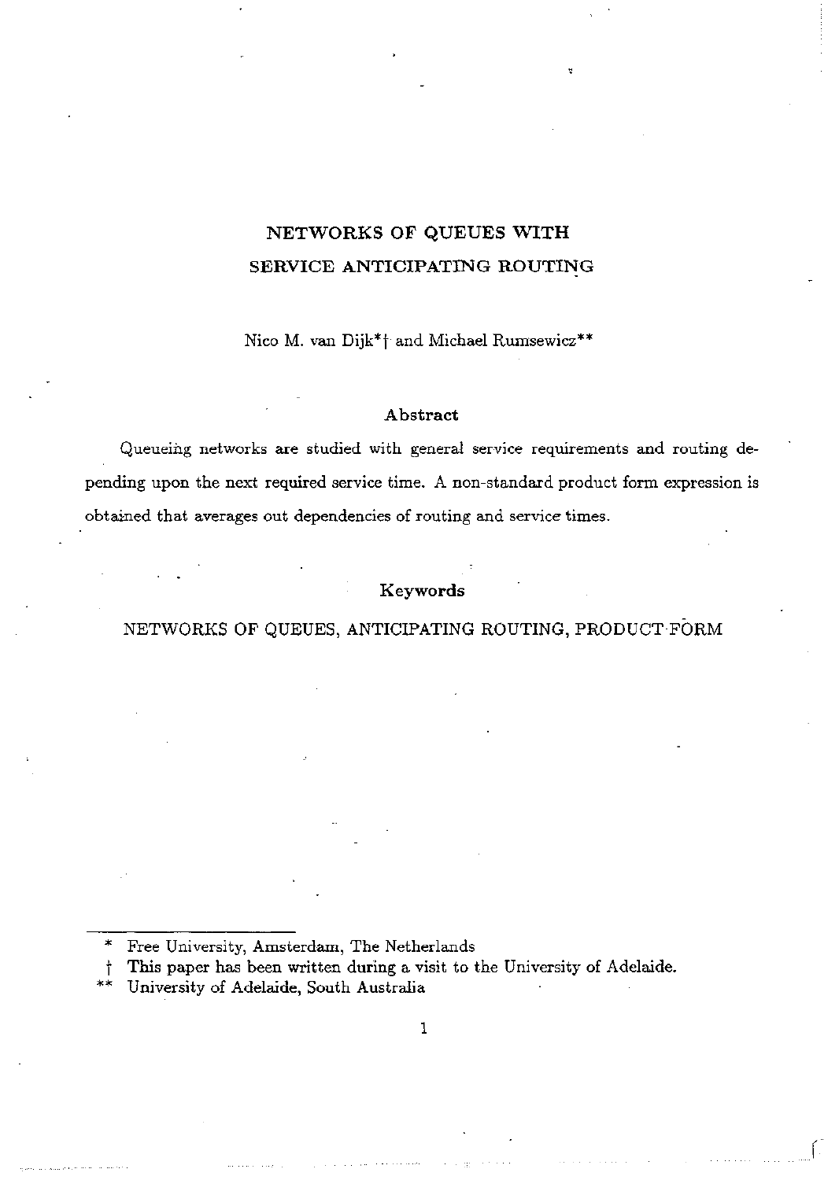# NETWORKS OF QUEUES WITH SERVICE ANTICIPATING ROUTING

Nico M. van Dijk*† and Michael Rumsewicz**

## Abstract

Queueing networks are studied with general service requirements and routing depending upon the next required service time. A non-standard product form expression is obtained that averages out dependencies of routing and service times.

## Keywords

NETWORKS OF QUEUES, ANTICIPATING ROUTING, PRODUCT FORM

---

\* Free University, Amsterdam, The Netherlands

† This paper has been written during a visit to the University of Adelaide.

\*\* University of Adelaide, South Australia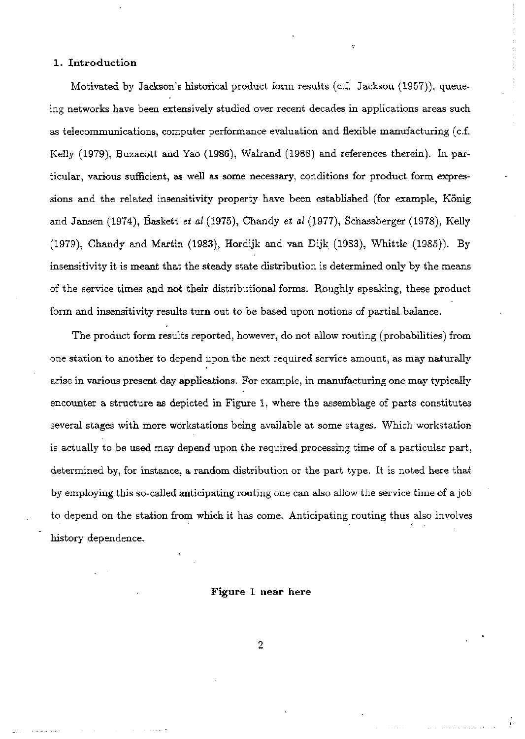## 1. Introduction

Motivated by Jackson's historical product form results (c.f. Jackson (1957)), queueing networks have been extensively studied over recent decades in applications areas such as telecommunications, computer performance evaluation and flexible manufacturing (c.f. Kelly (1979), Buzacott and Yao (1986), Walrand (1988) and references therein). In particular, various sufficient, as well as some necessary, conditions for product form expressions and the related insensitivity property have been established (for example, König and Jansen (1974), Baskett *et al* (1975), Chandy *et al* (1977), Schassberger (1978), Kelly (1979), Chandy and Martin (1983), Hordijk and van Dijk (1983), Whittle (1985)). By insensitivity it is meant that the steady state distribution is determined only by the means of the service times and not their distributional forms. Roughly speaking, these product form and insensitivity results turn out to be based upon notions of partial balance.

The product form results reported, however, do not allow routing (probabilities) from one station to another to depend upon the next required service amount, as may naturally arise in various present day applications. For example, in manufacturing one may typically encounter a structure as depicted in Figure 1, where the assemblage of parts constitutes several stages with more workstations being available at some stages. Which workstation is actually to be used may depend upon the required processing time of a particular part, determined by, for instance, a random distribution or the part type. It is noted here that by employing this so-called anticipating routing one can also allow the service time of a job to depend on the station from which it has come. Anticipating routing thus also involves history dependence.

**Figure 1 near here**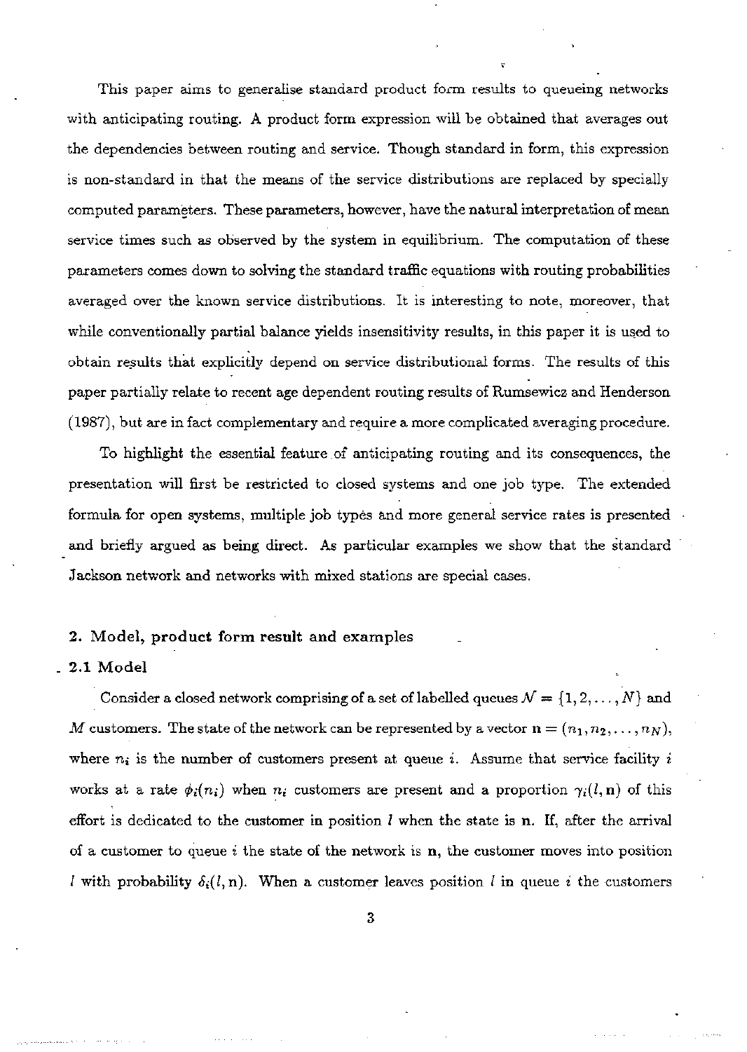This paper aims to generalise standard product form results to queueing networks with anticipating routing. A product form expression will be obtained that averages out the dependencies between routing and service. Though standard in form, this expression is non-standard in that the means of the service distributions are replaced by specially computed parameters. These parameters, however, have the natural interpretation of mean service times such as observed by the system in equilibrium. The computation of these parameters comes down to solving the standard traffic equations with routing probabilities averaged over the known service distributions. It is interesting to note, moreover, that while conventionally partial balance yields insensitivity results, in this paper it is used to obtain results that explicitly depend on service distributional forms. The results of this paper partially relate to recent age dependent routing results of Rumsewicz and Henderson (1987), but are in fact complementary and require a more complicated averaging procedure.

To highlight the essential feature of anticipating routing and its consequences, the presentation will first be restricted to closed systems and one job type. The extended formula for open systems, multiple job types and more general service rates is presented and briefly argued as being direct. As particular examples we show that the standard Jackson network and networks with mixed stations are special cases.

## 2. Model, product form result and examples

### 2.1 Model

Consider a closed network comprising of a set of labelled queues $\mathcal{N} = \{1, 2, \ldots, N\}$ and $M$ customers. The state of the network can be represented by a vector $\mathbf{n} = (n_1, n_2, \ldots, n_N)$, where $n_i$ is the number of customers present at queue $i$. Assume that service facility $i$ works at a rate $\phi_i(n_i)$ when $n_i$ customers are present and a proportion $\gamma_i(l, \mathbf{n})$ of this effort is dedicated to the customer in position $l$ when the state is $\mathbf{n}$. If, after the arrival of a customer to queue $i$ the state of the network is $\mathbf{n}$, the customer moves into position $l$ with probability $\delta_i(l, \mathbf{n})$. When a customer leaves position $l$ in queue $i$ the customers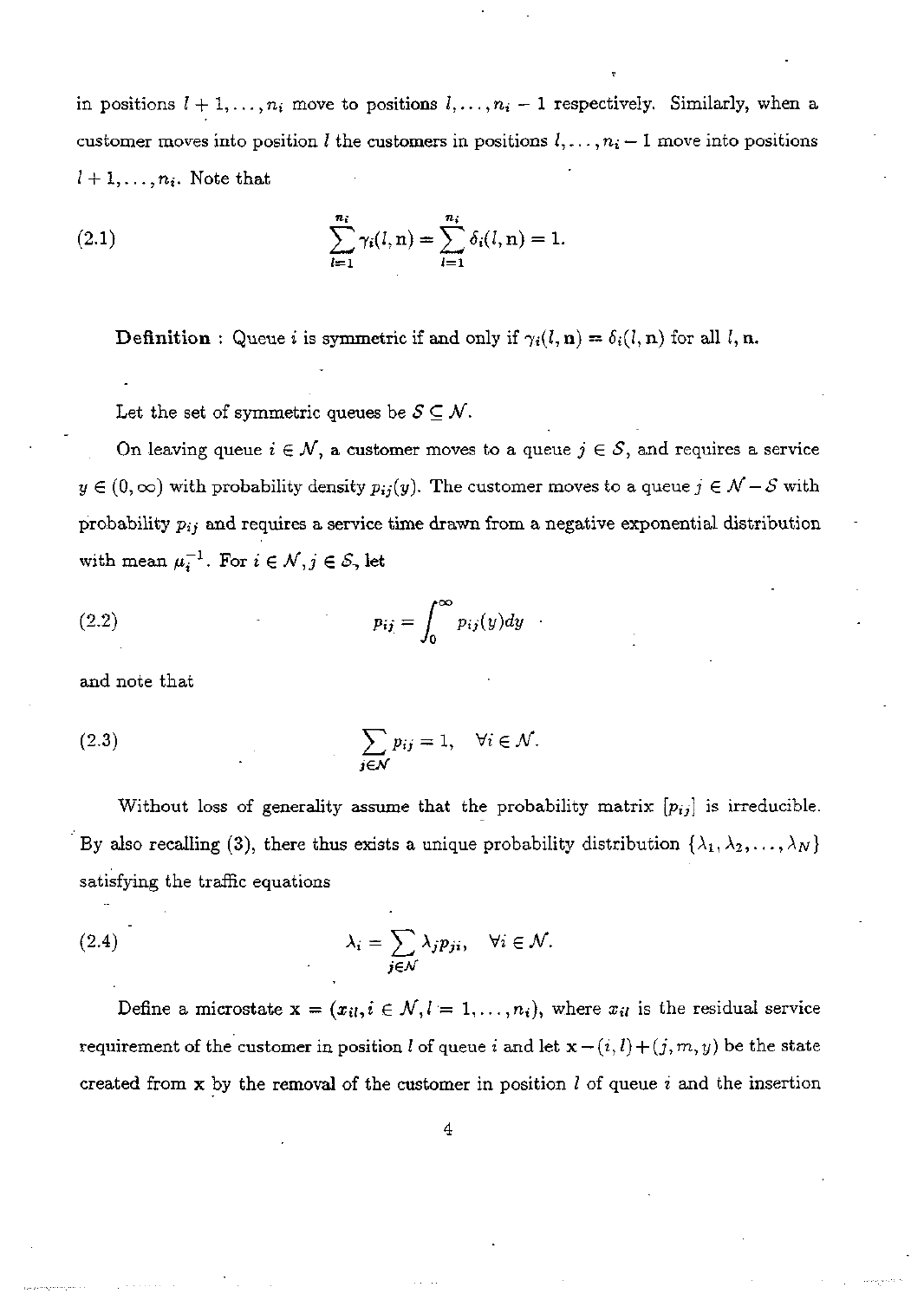in positions $l+1, \ldots, n_i$ move to positions $l, \ldots, n_i - 1$ respectively. Similarly, when a customer moves into position $l$ the customers in positions $l, \ldots, n_i - 1$ move into positions $l+1, \ldots, n_i$. Note that

$$\sum_{l=1}^{n_i} \gamma_i(l, \mathbf{n}) = \sum_{l=1}^{n_i} \delta_i(l, \mathbf{n}) = 1. \tag{2.1}$$

**Definition** : Queue $i$ is symmetric if and only if $\gamma_i(l, \mathbf{n}) = \delta_i(l, \mathbf{n})$ for all $l$, $\mathbf{n}$.

Let the set of symmetric queues be $\mathcal{S} \subseteq \mathcal{N}$.

On leaving queue $i \in \mathcal{N}$, a customer moves to a queue $j \in \mathcal{S}$, and requires a service $y \in (0, \infty)$ with probability density $p_{ij}(y)$. The customer moves to a queue $j \in \mathcal{N} - \mathcal{S}$ with probability $p_{ij}$ and requires a service time drawn from a negative exponential distribution with mean $\mu_i^{-1}$. For $i \in \mathcal{N}, j \in \mathcal{S}$, let

$$p_{ij} = \int_0^\infty p_{ij}(y) dy \tag{2.2}$$

and note that

$$\sum_{j \in \mathcal{N}} p_{ij} = 1, \quad \forall i \in \mathcal{N}. \tag{2.3}$$

Without loss of generality assume that the probability matrix $[p_{ij}]$ is irreducible. By also recalling (3), there thus exists a unique probability distribution $\{\lambda_1, \lambda_2, \ldots, \lambda_N\}$ satisfying the traffic equations

$$\lambda_i = \sum_{j \in \mathcal{N}} \lambda_j p_{ji}, \quad \forall i \in \mathcal{N}. \tag{2.4}$$

Define a microstate $\mathbf{x} = (x_{il}, i \in \mathcal{N}, l = 1, \ldots, n_i)$, where $x_{il}$ is the residual service requirement of the customer in position $l$ of queue $i$ and let $\mathbf{x} - (i, l) + (j, m, y)$ be the state created from $\mathbf{x}$ by the removal of the customer in position $l$ of queue $i$ and the insertion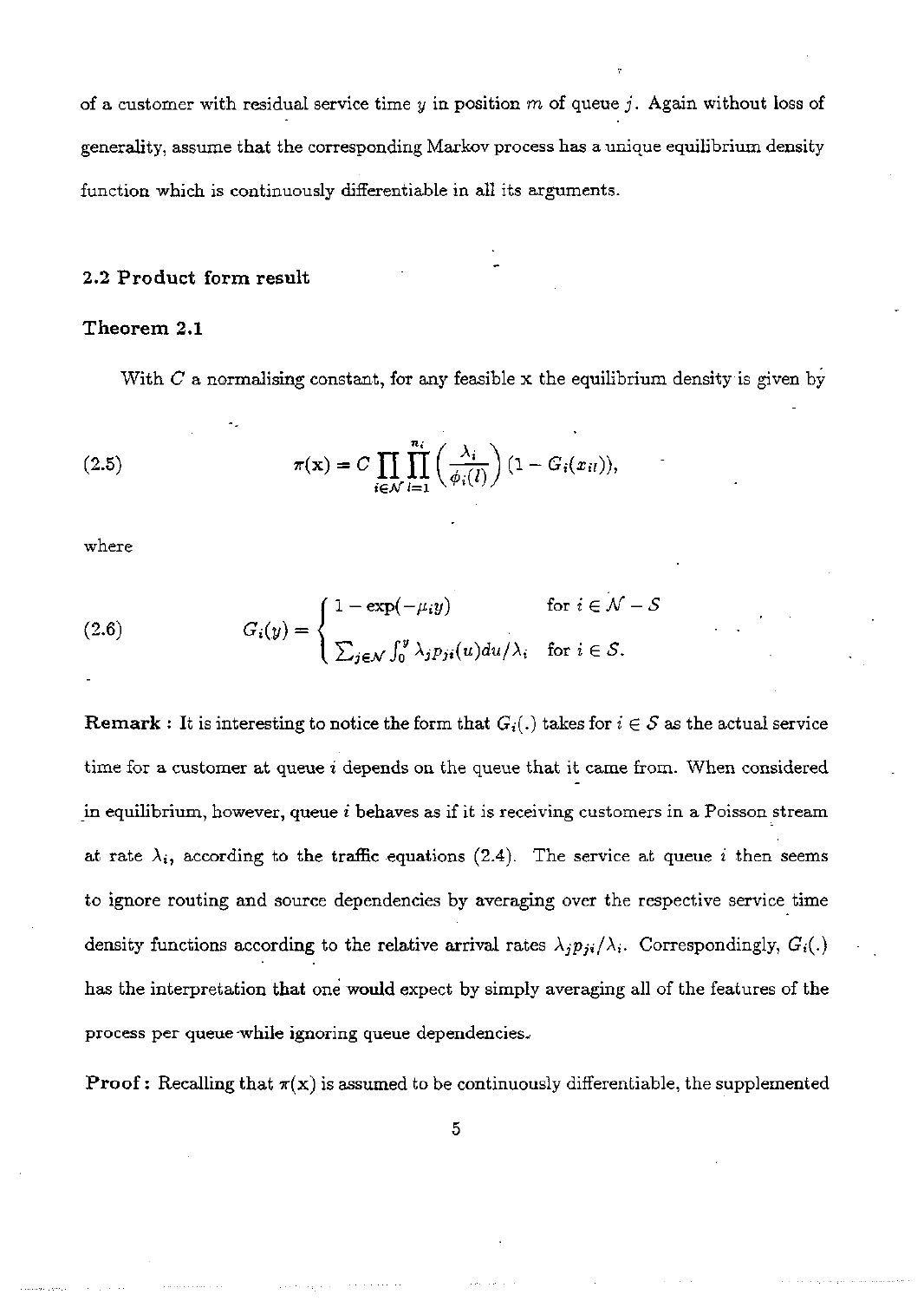of a customer with residual service time $y$ in position $m$ of queue $j$. Again without loss of generality, assume that the corresponding Markov process has a unique equilibrium density function which is continuously differentiable in all its arguments.

### 2.2 Product form result

**Theorem 2.1**

With $C$ a normalising constant, for any feasible x the equilibrium density is given by

$$\pi(\mathbf{x}) = C \prod_{i \in \mathcal{N}} \prod_{l=1}^{n_i} \left( \frac{\lambda_i}{\phi_i(l)} \right) (1 - G_i(x_{il})), \tag{2.5}$$

where

$$G_i(y) = \begin{cases} 1 - \exp(-\mu_i y) & \text{for } i \in \mathcal{N} - \mathcal{S} \\ \sum_{j \in \mathcal{N}} \int_0^y \lambda_j p_{ji}(u) du / \lambda_i & \text{for } i \in \mathcal{S}. \end{cases} \tag{2.6}$$

**Remark :** It is interesting to notice the form that $G_i(.)$ takes for $i \in \mathcal{S}$ as the actual service time for a customer at queue $i$ depends on the queue that it came from. When considered in equilibrium, however, queue $i$ behaves as if it is receiving customers in a Poisson stream at rate $\lambda_i$, according to the traffic equations (2.4). The service at queue $i$ then seems to ignore routing and source dependencies by averaging over the respective service time density functions according to the relative arrival rates $\lambda_j p_{ji}/\lambda_i$. Correspondingly, $G_i(.)$ has the interpretation that one would expect by simply averaging all of the features of the process per queue while ignoring queue dependencies.

**Proof :** Recalling that $\pi(\mathbf{x})$ is assumed to be continuously differentiable, the supplemented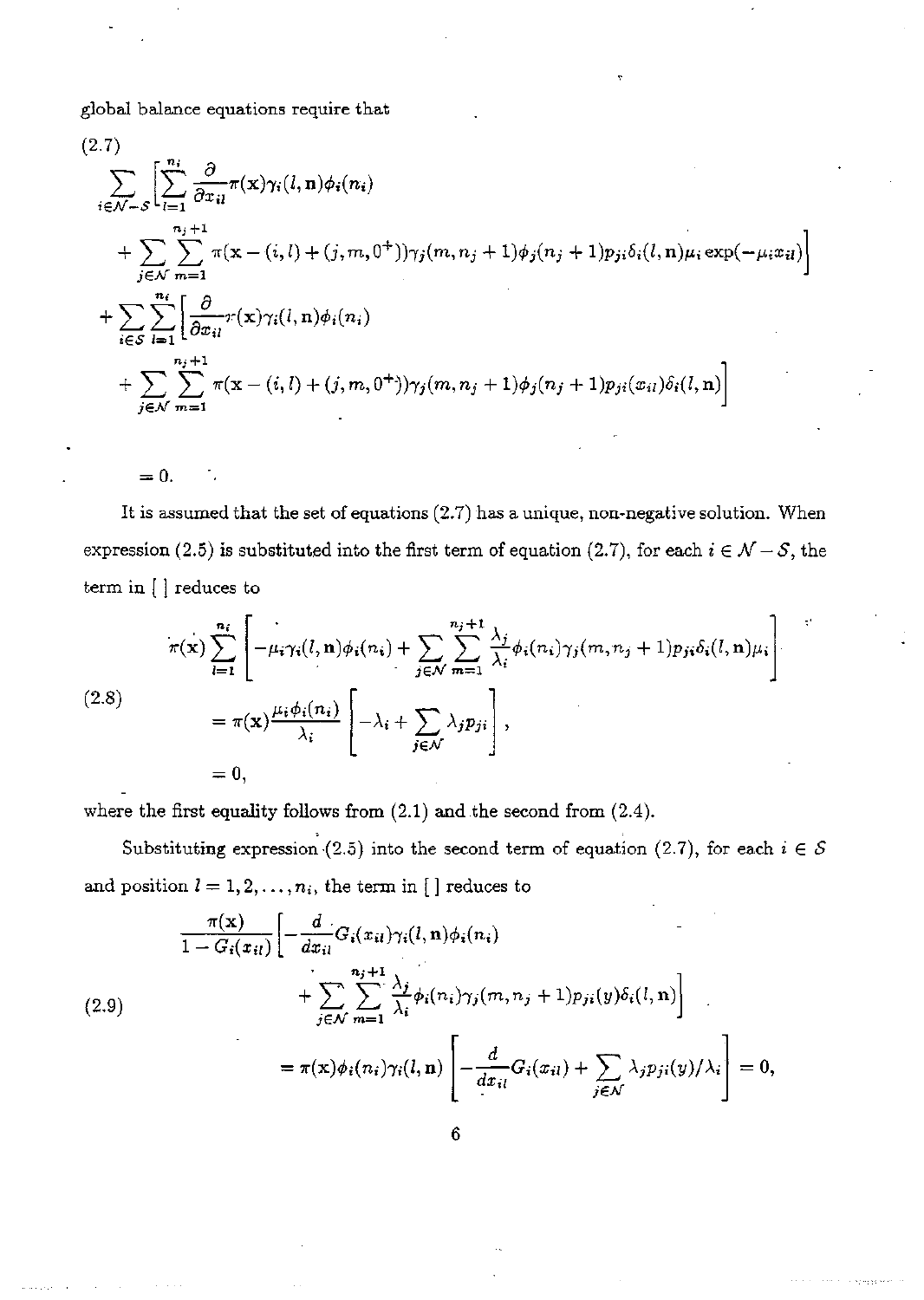global balance equations require that

(2.7)

$$
\begin{aligned}
&\sum_{i\in\mathcal{N}-\mathcal{S}}\Bigg[\sum_{l=1}^{n_i}\frac{\partial}{\partial x_{il}}\pi(\mathbf{x})\gamma_i(l,\mathbf{n})\phi_i(n_i) \\
&\quad+\sum_{j\in\mathcal{N}}\sum_{m=1}^{n_j+1}\pi(\mathbf{x}-(i,l)+(j,m,0^+))\gamma_j(m,n_j+1)\phi_j(n_j+1)p_{ji}\delta_i(l,\mathbf{n})\mu_i\exp(-\mu_i x_{il})\Bigg] \\
&+\sum_{i\in\mathcal{S}}\sum_{l=1}^{n_i}\Bigg[\frac{\partial}{\partial x_{il}}\pi(\mathbf{x})\gamma_i(l,\mathbf{n})\phi_i(n_i) \\
&\quad+\sum_{j\in\mathcal{N}}\sum_{m=1}^{n_j+1}\pi(\mathbf{x}-(i,l)+(j,m,0^+))\gamma_j(m,n_j+1)\phi_j(n_j+1)p_{ji}(x_{il})\delta_i(l,\mathbf{n})\Bigg] \\
&=0.
\end{aligned}
$$

It is assumed that the set of equations (2.7) has a unique, non-negative solution. When expression (2.5) is substituted into the first term of equation (2.7), for each $i \in \mathcal{N}-\mathcal{S}$, the term in [ ] reduces to

$$
\begin{aligned}
&\pi(\mathbf{x})\sum_{l=1}^{n_i}\Bigg[-\mu_i\gamma_i(l,\mathbf{n})\phi_i(n_i)+\sum_{j\in\mathcal{N}}\sum_{m=1}^{n_j+1}\frac{\lambda_j}{\lambda_i}\phi_i(n_i)\gamma_j(m,n_j+1)p_{ji}\delta_i(l,\mathbf{n})\mu_i\Bigg] \\
&\quad=\pi(\mathbf{x})\frac{\mu_i\phi_i(n_i)}{\lambda_i}\Bigg[-\lambda_i+\sum_{j\in\mathcal{N}}\lambda_j p_{ji}\Bigg], \qquad (2.8)\\
&\quad=0,
\end{aligned}
$$

where the first equality follows from (2.1) and the second from (2.4).

Substituting expression (2.5) into the second term of equation (2.7), for each $i \in \mathcal{S}$ and position $l = 1, 2, \ldots, n_i$, the term in [ ] reduces to

$$
\begin{aligned}
&\frac{\pi(\mathbf{x})}{1-G_i(x_{il})}\Bigg[-\frac{d}{dx_{il}}G_i(x_{il})\gamma_i(l,\mathbf{n})\phi_i(n_i) \\
&\qquad+\sum_{j\in\mathcal{N}}\sum_{m=1}^{n_j+1}\frac{\lambda_j}{\lambda_i}\phi_i(n_i)\gamma_j(m,n_j+1)p_{ji}(y)\delta_i(l,\mathbf{n})\Bigg] \qquad (2.9)\\
&\quad=\pi(\mathbf{x})\phi_i(n_i)\gamma_i(l,\mathbf{n})\Bigg[-\frac{d}{dx_{il}}G_i(x_{il})+\sum_{j\in\mathcal{N}}\lambda_j p_{ji}(y)/\lambda_i\Bigg]=0,
\end{aligned}
$$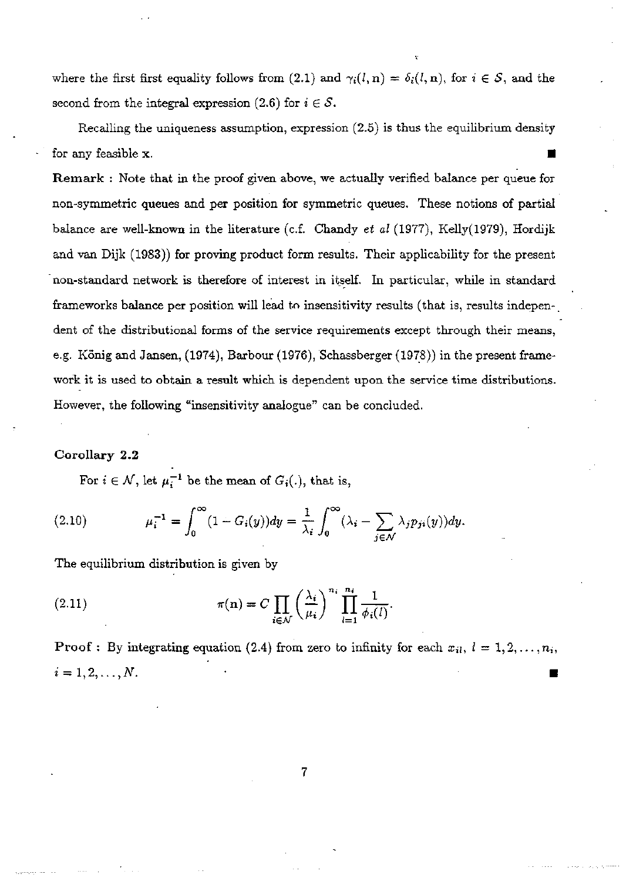where the first first equality follows from (2.1) and $\gamma_i(l, \mathbf{n}) = \delta_i(l, \mathbf{n})$, for $i \in \mathcal{S}$, and the second from the integral expression (2.6) for $i \in \mathcal{S}$.

Recalling the uniqueness assumption, expression (2.5) is thus the equilibrium density for any feasible $\mathbf{x}$. ∎

**Remark :** Note that in the proof given above, we actually verified balance per queue for non-symmetric queues and per position for symmetric queues. These notions of partial balance are well-known in the literature (c.f. Chandy *et al* (1977), Kelly(1979), Hordijk and van Dijk (1983)) for proving product form results. Their applicability for the present non-standard network is therefore of interest in itself. In particular, while in standard frameworks balance per position will lead to insensitivity results (that is, results independent of the distributional forms of the service requirements except through their means, e.g. König and Jansen, (1974), Barbour (1976), Schassberger (1978)) in the present framework it is used to obtain a result which is dependent upon the service time distributions. However, the following "insensitivity analogue" can be concluded.

**Corollary 2.2**

For $i \in \mathcal{N}$, let $\mu_i^{-1}$ be the mean of $G_i(.)$, that is,

$$\mu_i^{-1} = \int_0^\infty (1 - G_i(y))dy = \frac{1}{\lambda_i} \int_0^\infty (\lambda_i - \sum_{j \in \mathcal{N}} \lambda_j p_{ji}(y))dy. \tag{2.10}$$

The equilibrium distribution is given by

$$\pi(\mathbf{n}) = C \prod_{i \in \mathcal{N}} \left(\frac{\lambda_i}{\mu_i}\right)^{n_i} \prod_{l=1}^{n_i} \frac{1}{\phi_i(l)}. \tag{2.11}$$

**Proof :** By integrating equation (2.4) from zero to infinity for each $x_{il}$, $l = 1, 2, \ldots, n_i$, $i = 1, 2, \ldots, N$. ∎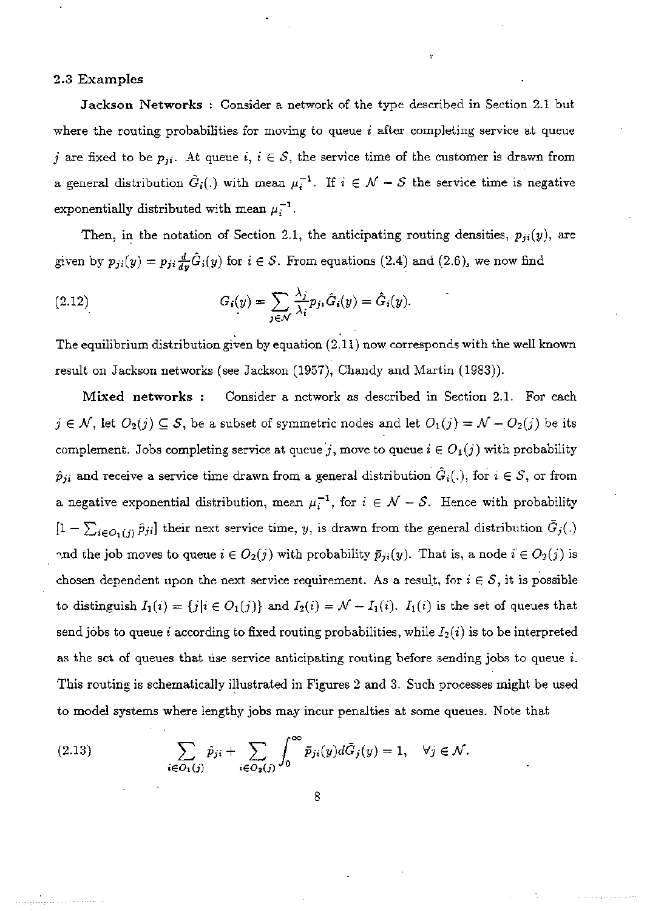### 2.3 Examples

**Jackson Networks :** Consider a network of the type described in Section 2.1 but where the routing probabilities for moving to queue $i$ after completing service at queue $j$ are fixed to be $p_{ji}$. At queue $i$, $i \in \mathcal{S}$, the service time of the customer is drawn from a general distribution $\hat{G}_i(.)$ with mean $\mu_i^{-1}$. If $i \in \mathcal{N} - \mathcal{S}$ the service time is negative exponentially distributed with mean $\mu_i^{-1}$.

Then, in the notation of Section 2.1, the anticipating routing densities, $p_{ji}(y)$, are given by $p_{ji}(y) = p_{ji}\frac{d}{dy}\hat{G}_i(y)$ for $i \in \mathcal{S}$. From equations (2.4) and (2.6), we now find

$$G_i(y) = \sum_{j \in \mathcal{N}} \frac{\lambda_j}{\lambda_i} p_{ji} \hat{G}_i(y) = \hat{G}_i(y). \tag{2.12}$$

The equilibrium distribution given by equation (2.11) now corresponds with the well known result on Jackson networks (see Jackson (1957), Chandy and Martin (1983)).

**Mixed networks :** Consider a network as described in Section 2.1. For each $j \in \mathcal{N}$, let $O_2(j) \subseteq \mathcal{S}$, be a subset of symmetric nodes and let $O_1(j) = \mathcal{N} - O_2(j)$ be its complement. Jobs completing service at queue $j$, move to queue $i \in O_1(j)$ with probability $\hat{p}_{ji}$ and receive a service time drawn from a general distribution $\hat{G}_i(.)$, for $i \in \mathcal{S}$, or from a negative exponential distribution, mean $\mu_i^{-1}$, for $i \in \mathcal{N} - \mathcal{S}$. Hence with probability $[1 - \sum_{i \in O_1(j)} \hat{p}_{ji}]$ their next service time, $y$, is drawn from the general distribution $\bar{G}_j(.)$ and the job moves to queue $i \in O_2(j)$ with probability $\bar{p}_{ji}(y)$. That is, a node $i \in O_2(j)$ is chosen dependent upon the next service requirement. As a result, for $i \in \mathcal{S}$, it is possible to distinguish $I_1(i) = \{j | i \in O_1(j)\}$ and $I_2(i) = \mathcal{N} - I_1(i)$. $I_1(i)$ is the set of queues that send jobs to queue $i$ according to fixed routing probabilities, while $I_2(i)$ is to be interpreted as the set of queues that use service anticipating routing before sending jobs to queue $i$. This routing is schematically illustrated in Figures 2 and 3. Such processes might be used to model systems where lengthy jobs may incur penalties at some queues. Note that

$$\sum_{i \in O_1(j)} \hat{p}_{ji} + \sum_{i \in O_2(j)} \int_0^\infty \bar{p}_{ji}(y) d\bar{G}_j(y) = 1, \quad \forall j \in \mathcal{N}. \tag{2.13}$$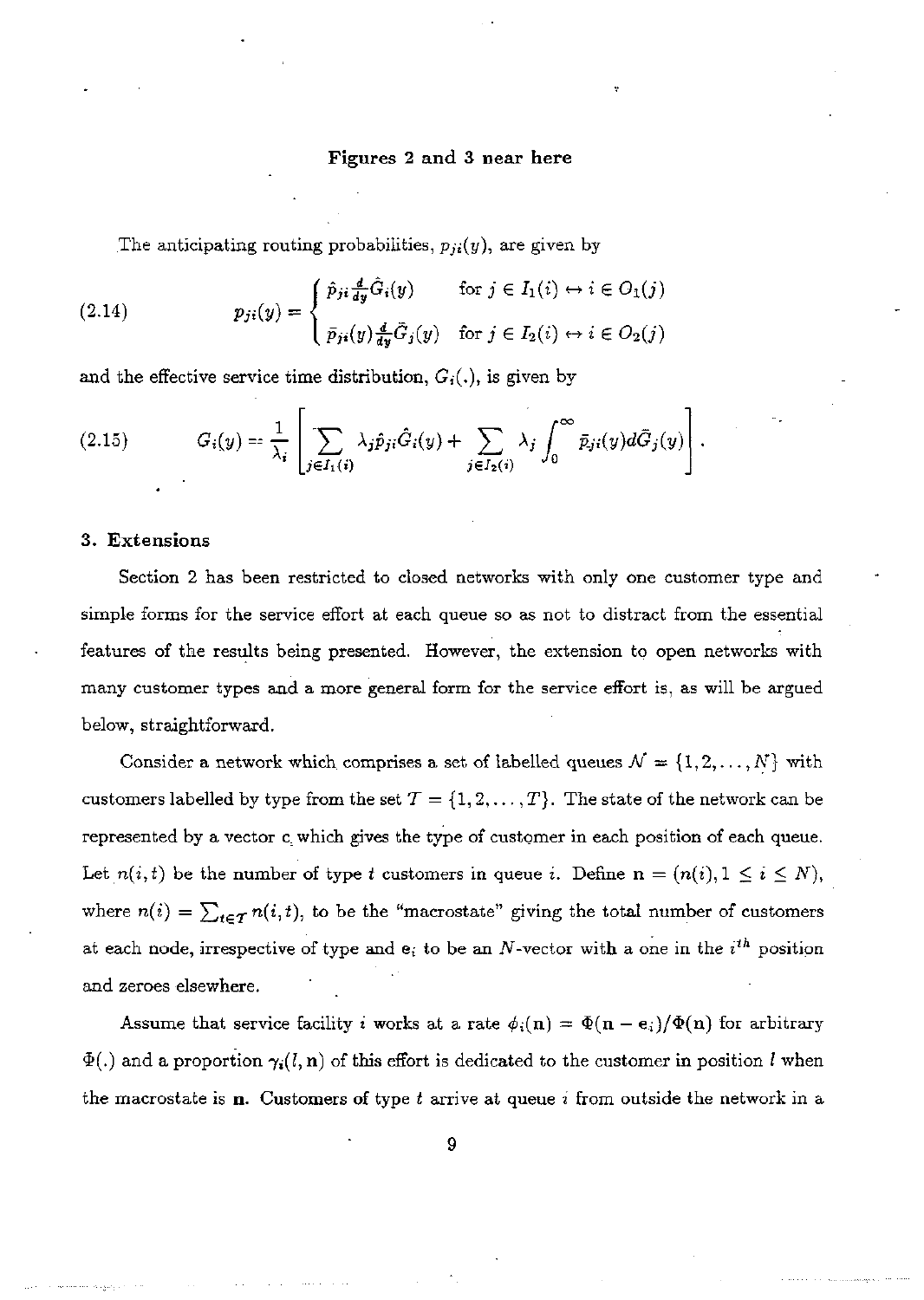**Figures 2 and 3 near here**

The anticipating routing probabilities, $p_{ji}(y)$, are given by

$$
(2.14) \qquad p_{ji}(y) = \begin{cases} \hat{p}_{ji}\frac{d}{dy}\hat{G}_i(y) & \text{for } j \in I_1(i) \leftrightarrow i \in O_1(j) \\ \bar{p}_{ji}(y)\frac{d}{dy}\bar{G}_j(y) & \text{for } j \in I_2(i) \leftrightarrow i \in O_2(j) \end{cases}
$$

and the effective service time distribution, $G_i(.)$, is given by

$$
(2.15) \qquad G_i(y) = \frac{1}{\lambda_i}\left[\sum_{j \in I_1(i)} \lambda_j \hat{p}_{ji}\hat{G}_i(y) + \sum_{j \in I_2(i)} \lambda_j \int_0^\infty \bar{p}_{ji}(y) d\bar{G}_j(y)\right].
$$

## 3. Extensions

Section 2 has been restricted to closed networks with only one customer type and simple forms for the service effort at each queue so as not to distract from the essential features of the results being presented. However, the extension to open networks with many customer types and a more general form for the service effort is, as will be argued below, straightforward.

Consider a network which comprises a set of labelled queues $\mathcal{N} = \{1, 2, \ldots, N\}$ with customers labelled by type from the set $\mathcal{T} = \{1, 2, \ldots, T\}$. The state of the network can be represented by a vector $\mathbf{c}$ which gives the type of customer in each position of each queue. Let $n(i,t)$ be the number of type $t$ customers in queue $i$. Define $\mathbf{n} = (n(i), 1 \leq i \leq N)$, where $n(i) = \sum_{t \in \mathcal{T}} n(i,t)$, to be the "macrostate" giving the total number of customers at each node, irrespective of type and $\mathbf{e}_i$ to be an $N$-vector with a one in the $i^{th}$ position and zeroes elsewhere.

Assume that service facility $i$ works at a rate $\phi_i(\mathbf{n}) = \Phi(\mathbf{n} - \mathbf{e}_i)/\Phi(\mathbf{n})$ for arbitrary $\Phi(.)$ and a proportion $\gamma_i(l, \mathbf{n})$ of this effort is dedicated to the customer in position $l$ when the macrostate is $\mathbf{n}$. Customers of type $t$ arrive at queue $i$ from outside the network in a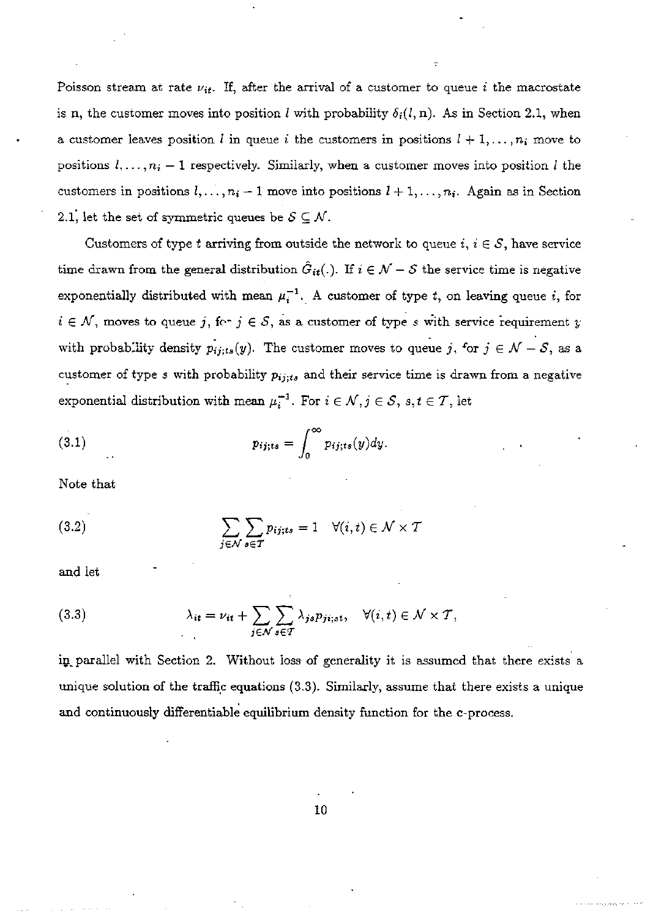Poisson stream at rate $\nu_{it}$. If, after the arrival of a customer to queue $i$ the macrostate is $\mathbf{n}$, the customer moves into position $l$ with probability $\delta_i(l, \mathbf{n})$. As in Section 2.1, when a customer leaves position $l$ in queue $i$ the customers in positions $l+1, \ldots, n_i$ move to positions $l, \ldots, n_i - 1$ respectively. Similarly, when a customer moves into position $l$ the customers in positions $l, \ldots, n_i - 1$ move into positions $l+1, \ldots, n_i$. Again as in Section 2.1, let the set of symmetric queues be $\mathcal{S} \subseteq \mathcal{N}$.

Customers of type $t$ arriving from outside the network to queue $i$, $i \in \mathcal{S}$, have service time drawn from the general distribution $\hat{G}_{it}(.)$. If $i \in \mathcal{N} - \mathcal{S}$ the service time is negative exponentially distributed with mean $\mu_i^{-1}$. A customer of type $t$, on leaving queue $i$, for $i \in \mathcal{N}$, moves to queue $j$, for $j \in \mathcal{S}$, as a customer of type $s$ with service requirement $y$ with probability density $p_{ij;ts}(y)$. The customer moves to queue $j$, for $j \in \mathcal{N} - \mathcal{S}$, as a customer of type $s$ with probability $p_{ij;ts}$ and their service time is drawn from a negative exponential distribution with mean $\mu_i^{-1}$. For $i \in \mathcal{N}, j \in \mathcal{S}$, $s, t \in \mathcal{T}$, let

$$p_{ij;ts} = \int_0^\infty p_{ij;ts}(y)dy. \tag{3.1}$$

Note that

$$\sum_{j \in \mathcal{N}} \sum_{s \in \mathcal{T}} p_{ij;ts} = 1 \quad \forall (i,t) \in \mathcal{N} \times \mathcal{T} \tag{3.2}$$

and let

$$\lambda_{it} = \nu_{it} + \sum_{j \in \mathcal{N}} \sum_{s \in \mathcal{T}} \lambda_{js} p_{ji;st}, \quad \forall (i,t) \in \mathcal{N} \times \mathcal{T}, \tag{3.3}$$

in parallel with Section 2. Without loss of generality it is assumed that there exists a unique solution of the traffic equations (3.3). Similarly, assume that there exists a unique and continuously differentiable equilibrium density function for the c-process.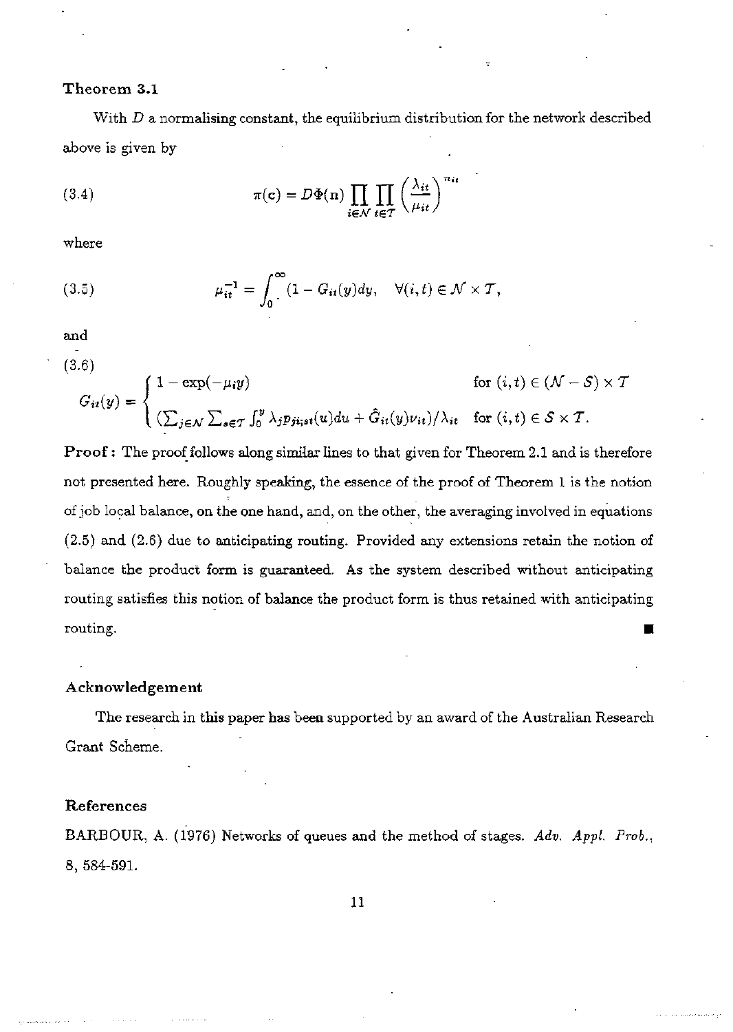**Theorem 3.1**

With $D$ a normalising constant, the equilibrium distribution for the network described above is given by

$$\pi(\mathbf{c}) = D\Phi(\mathbf{n}) \prod_{i \in \mathcal{N}} \prod_{t \in \mathcal{T}} \left( \frac{\lambda_{it}}{\mu_{it}} \right)^{n_{it}} \tag{3.4}$$

where

$$\mu_{it}^{-1} = \int_0^\infty (1 - G_{it}(y) dy, \quad \forall (i,t) \in \mathcal{N} \times \mathcal{T}, \tag{3.5}$$

and

$$G_{it}(y) = \begin{cases} 1 - \exp(-\mu_i y) & \text{for } (i,t) \in (\mathcal{N} - \mathcal{S}) \times \mathcal{T} \\ (\sum_{j \in \mathcal{N}} \sum_{s \in \mathcal{T}} \int_0^y \lambda_j p_{ji;st}(u) du + \hat{G}_{it}(y) \nu_{it}) / \lambda_{it} & \text{for } (i,t) \in \mathcal{S} \times \mathcal{T}. \end{cases} \tag{3.6}$$

**Proof:** The proof follows along similar lines to that given for Theorem 2.1 and is therefore not presented here. Roughly speaking, the essence of the proof of Theorem 1 is the notion of job local balance, on the one hand, and, on the other, the averaging involved in equations (2.5) and (2.6) due to anticipating routing. Provided any extensions retain the notion of balance the product form is guaranteed. As the system described without anticipating routing satisfies this notion of balance the product form is thus retained with anticipating routing. ∎

### Acknowledgement

The research in this paper has been supported by an award of the Australian Research Grant Scheme.

### References

BARBOUR, A. (1976) Networks of queues and the method of stages. *Adv. Appl. Prob.*, 8, 584-591.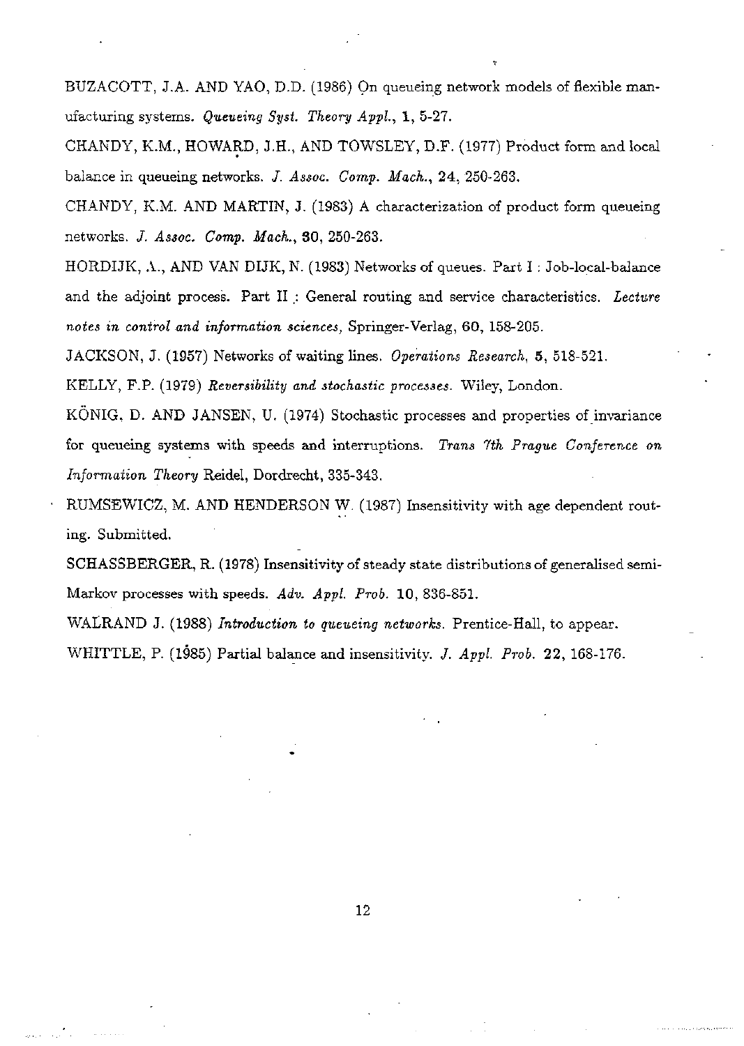BUZACOTT, J.A. AND YAO, D.D. (1986) On queueing network models of flexible manufacturing systems. *Queueing Syst. Theory Appl.*, **1**, 5-27.

CHANDY, K.M., HOWARD, J.H., AND TOWSLEY, D.F. (1977) Product form and local balance in queueing networks. *J. Assoc. Comp. Mach.*, **24**, 250-263.

CHANDY, K.M. AND MARTIN, J. (1983) A characterization of product form queueing networks. *J. Assoc. Comp. Mach.*, **30**, 250-263.

HORDIJK, A., AND VAN DIJK, N. (1983) Networks of queues. Part I : Job-local-balance and the adjoint process. Part II : General routing and service characteristics. *Lecture notes in control and information sciences*, Springer-Verlag, **60**, 158-205.

JACKSON, J. (1957) Networks of waiting lines. *Operations Research*, **5**, 518-521.

KELLY, F.P. (1979) *Reversibility and stochastic processes.* Wiley, London.

KÖNIG, D. AND JANSEN, U. (1974) Stochastic processes and properties of invariance for queueing systems with speeds and interruptions. *Trans 7th Prague Conference on Information Theory* Reidel, Dordrecht, 335-343.

RUMSEWICZ, M. AND HENDERSON W. (1987) Insensitivity with age dependent routing. Submitted.

SCHASSBERGER, R. (1978) Insensitivity of steady state distributions of generalised semi-Markov processes with speeds. *Adv. Appl. Prob.* **10**, 836-851.

WALRAND J. (1988) *Introduction to queueing networks.* Prentice-Hall, to appear.

WHITTLE, P. (1985) Partial balance and insensitivity. *J. Appl. Prob.* **22**, 168-176.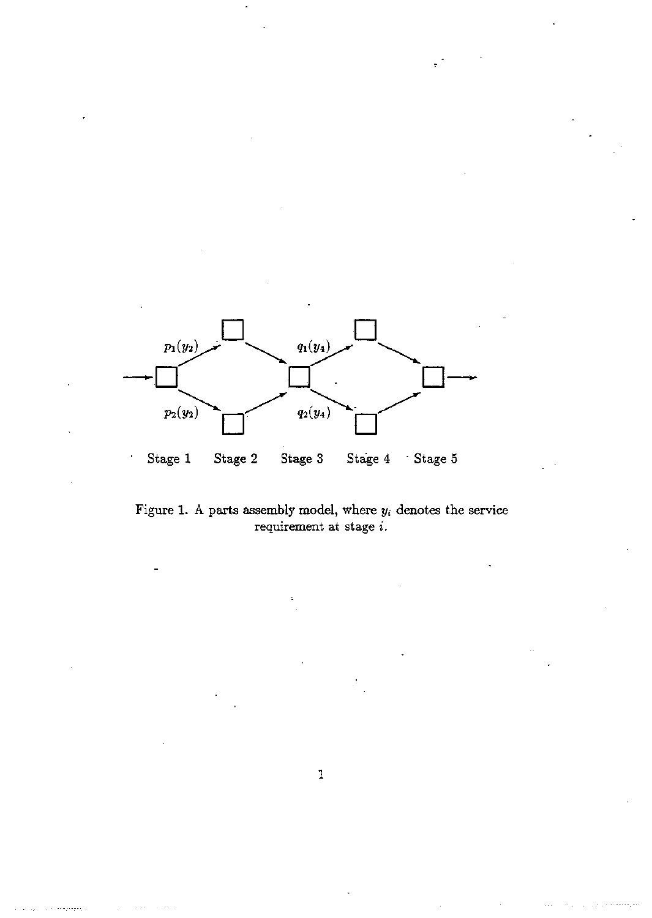Stage 1 Stage 2 Stage 3 Stage 4 Stage 5

$p_1(y_2)$ $p_2(y_2)$ $q_1(y_4)$ $q_2(y_4)$

Figure 1. A parts assembly model, where $y_i$ denotes the service requirement at stage $i$.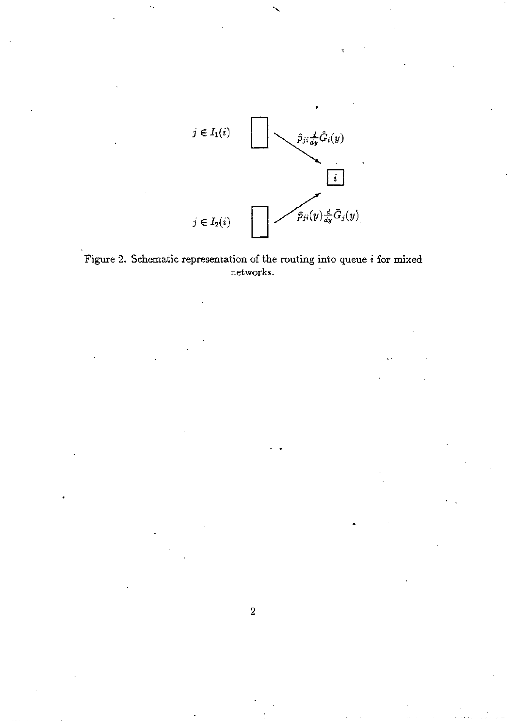$j \in I_1(i)$

$\hat{p}_{ji}\frac{d}{dy}\hat{G}_i(y)$

$i$

$j \in I_2(i)$

$\bar{p}_{ji}(y)\frac{d}{dy}\bar{G}_j(y)$

Figure 2. Schematic representation of the routing into queue $i$ for mixed networks.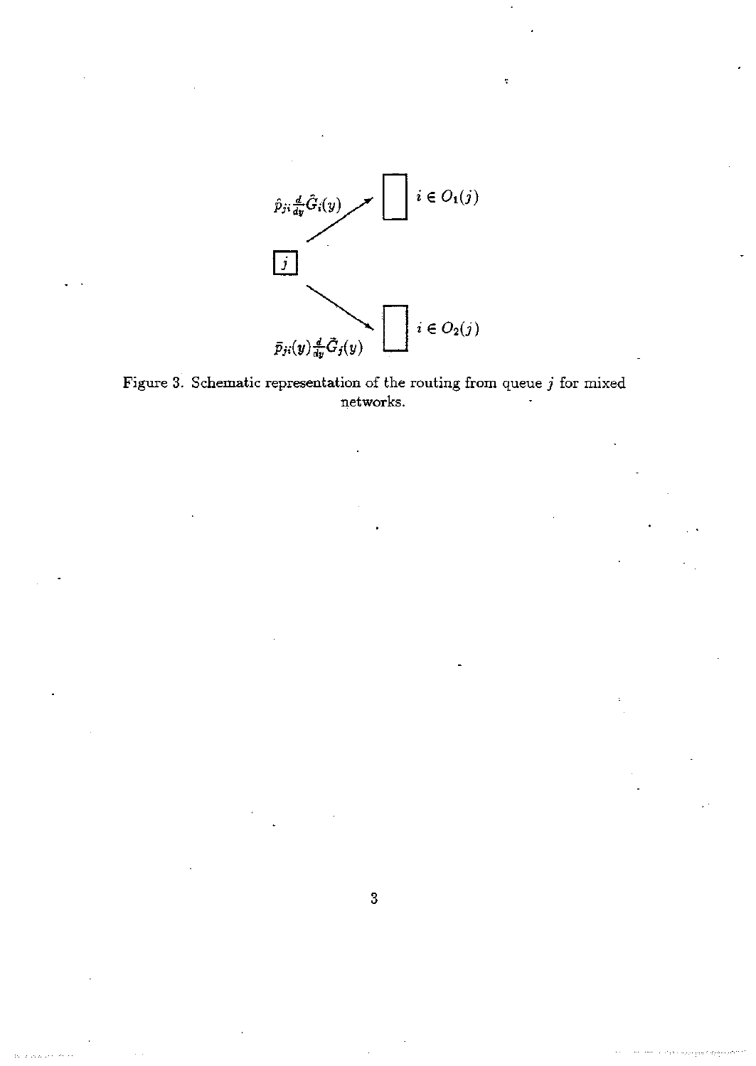$\hat{p}_{ji}\frac{d}{dy}\hat{G}_i(y)$

$i \in O_1(j)$

$j$

$\bar{p}_{ji}(y)\frac{d}{dy}\bar{G}_j(y)$

$i \in O_2(j)$

Figure 3. Schematic representation of the routing from queue $j$ for mixed networks.